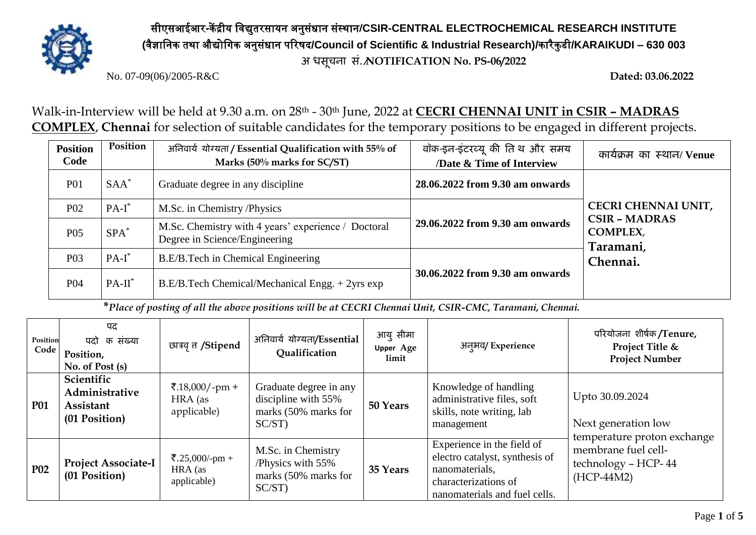# सीएसआईआर-केंद्रीय विद्युतरसायन अनुसंधान संस्थान/CSIR-CENTRAL ELECTROCHEMICAL RESEARCH INSTITUTE

**(वैज्ञानिक तथा औद्योगिक अनुसंधान परिषद/Council of Scientific & Industrial Research)/कारैकुडी/KARAIKUDI – 630 003**

**अ धसूचना सं./NOTIFICATION No. PS-06/2022**

No. 07-09(06)/2005-R&C **Dated: 03.06.2022**

Walk-in-Interview will be held at 9.30 a.m. on 28th - 30th June, 2022 at **CECRI CHENNAI UNIT in CSIR – MADRAS COMPLEX**, **Chennai** for selection of suitable candidates for the temporary positions to be engaged in different projects.

| Position Code | Position | अनिवार्य योग्यता / Essential Qualification with 55% of Marks (50% marks for SC/ST) | वॉक-इन-इंटरव्यू की ति थ और समय /Date & Time of Interview | कार्यक्रम का स्थान/ Venue |
|---|---|---|---|---|
| P01 | SAA* | Graduate degree in any discipline | **28.06.2022 from 9.30 am onwards** | **CECRI CHENNAI UNIT, CSIR – MADRAS COMPLEX, Taramani, Chennai.** |
| P02 | PA-I* | M.Sc. in Chemistry /Physics | **29.06.2022 from 9.30 am onwards** | |
| P05 | SPA* | M.Sc. Chemistry with 4 years' experience / Doctoral Degree in Science/Engineering | | |
| P03 | PA-I* | B.E/B.Tech in Chemical Engineering | **30.06.2022 from 9.30 am onwards** | |
| P04 | PA-II* | B.E/B.Tech Chemical/Mechanical Engg. + 2yrs exp | | |

****Place of posting of all the above positions will be at CECRI Chennai Unit, CSIR-CMC, Taramani, Chennai.***

| Position Code | पद पदो क संख्या Position, No. of Post (s) | छात्रवृ त /Stipend | अनिवार्य योग्यता/Essential Qualification | आयु सीमा Upper Age limit | अनुभव/ Experience | परियोजना शीर्षक /Tenure, Project Title & Project Number |
|---|---|---|---|---|---|---|
| **P01** | **Scientific Administrative Assistant (01 Position)** | ₹.18,000/-pm + HRA (as applicable) | Graduate degree in any discipline with 55% marks (50% marks for SC/ST) | **50 Years** | Knowledge of handling administrative files, soft skills, note writing, lab management | Upto 30.09.2024<br><br>Next generation low temperature proton exchange membrane fuel cell-technology – HCP- 44 (HCP-44M2) |
| **P02** | **Project Associate-I (01 Position)** | ₹.25,000/-pm + HRA (as applicable) | M.Sc. in Chemistry /Physics with 55% marks (50% marks for SC/ST) | **35 Years** | Experience in the field of electro catalyst, synthesis of nanomaterials, characterizations of nanomaterials and fuel cells. | |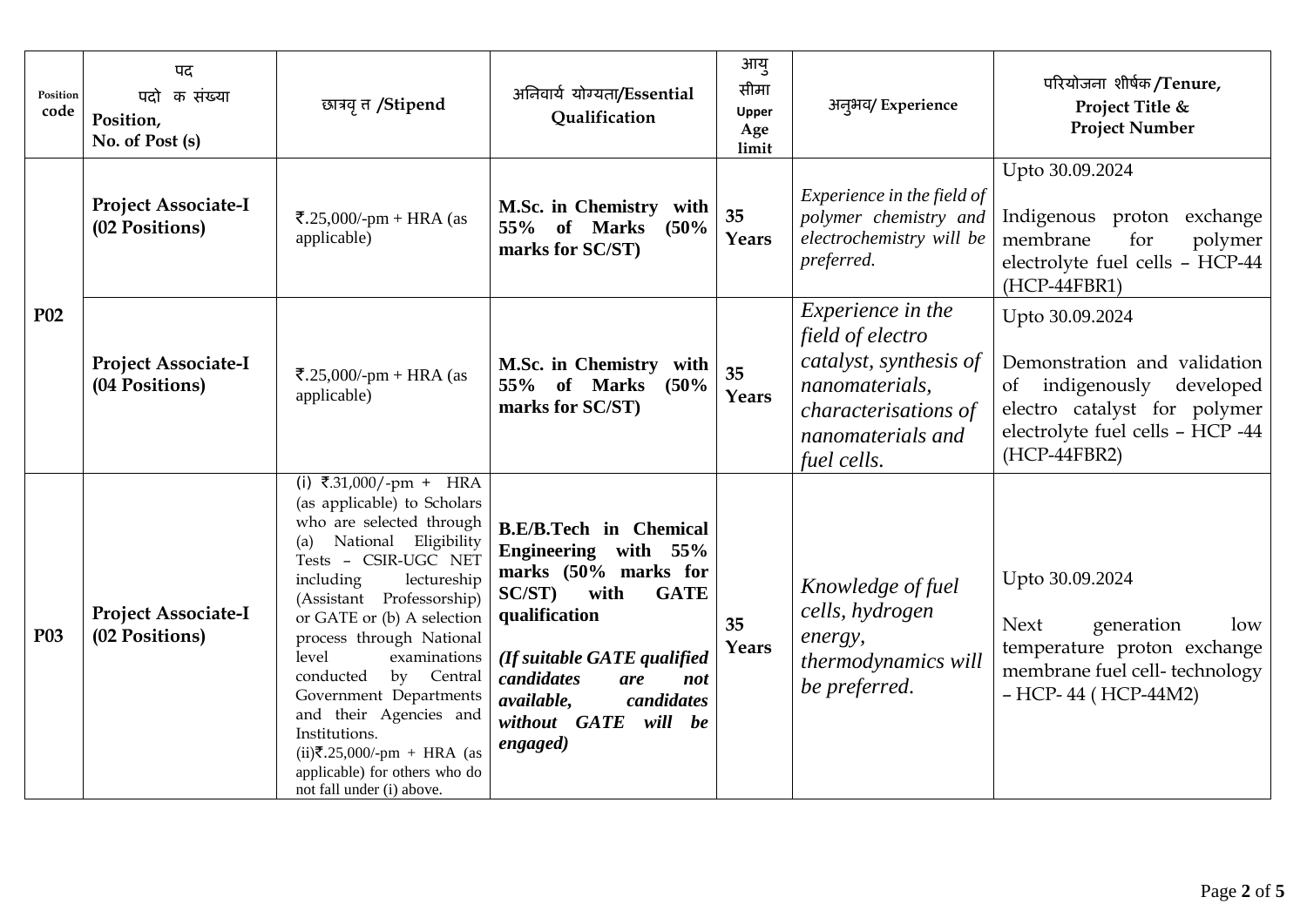| Position code | पद पदो क संख्या Position, No. of Post (s) | छात्रवृ त /Stipend | अनिवार्य योग्यता/Essential Qualification | आयु सीमा Upper Age limit | अनुभव/ Experience | परियोजना शीर्षक /Tenure, Project Title & Project Number |
|---|---|---|---|---|---|---|
| P02 | **Project Associate-I (02 Positions)** | ₹.25,000/-pm + HRA (as applicable) | **M.Sc. in Chemistry with 55% of Marks (50% marks for SC/ST)** | **35 Years** | *Experience in the field of polymer chemistry and electrochemistry will be preferred.* | Upto 30.09.2024<br><br>Indigenous proton exchange membrane for polymer electrolyte fuel cells – HCP-44 (HCP-44FBR1) |
| | **Project Associate-I (04 Positions)** | ₹.25,000/-pm + HRA (as applicable) | **M.Sc. in Chemistry with 55% of Marks (50% marks for SC/ST)** | **35 Years** | *Experience in the field of electro catalyst, synthesis of nanomaterials, characterisations of nanomaterials and fuel cells.* | Upto 30.09.2024<br><br>Demonstration and validation of indigenously developed electro catalyst for polymer electrolyte fuel cells – HCP -44 (HCP-44FBR2) |
| P03 | **Project Associate-I (02 Positions)** | (i) ₹.31,000/-pm + HRA (as applicable) to Scholars who are selected through (a) National Eligibility Tests – CSIR-UGC NET including lectureship (Assistant Professorship) or GATE or (b) A selection process through National level examinations conducted by Central Government Departments and their Agencies and Institutions.<br>(ii)₹.25,000/-pm + HRA (as applicable) for others who do not fall under (i) above. | **B.E/B.Tech in Chemical Engineering with 55% marks (50% marks for SC/ST) with GATE qualification**<br><br>***(If suitable GATE qualified candidates are not available, candidates without GATE will be engaged)*** | **35 Years** | *Knowledge of fuel cells, hydrogen energy, thermodynamics will be preferred.* | Upto 30.09.2024<br><br>Next generation low temperature proton exchange membrane fuel cell- technology – HCP- 44 ( HCP-44M2) |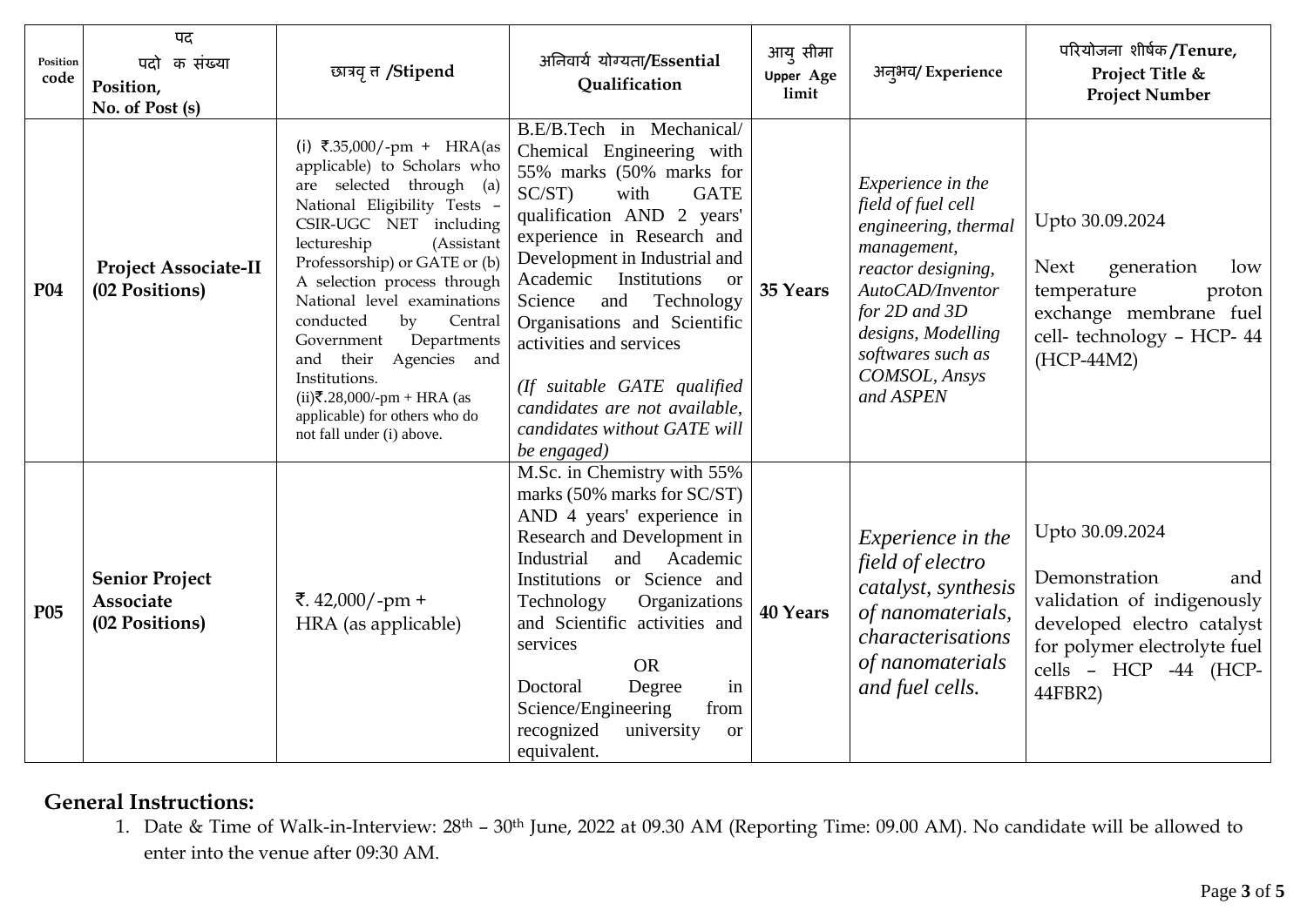| Position code | पद पदो क संख्या Position, No. of Post (s) | छात्रवृ त /Stipend | अनिवार्य योग्यता/Essential Qualification | आयु सीमा Upper Age limit | अनुभव/ Experience | परियोजना शीर्षक /Tenure, Project Title & Project Number |
|---|---|---|---|---|---|---|
| **P04** | **Project Associate-II (02 Positions)** | (i) ₹.35,000/-pm + HRA(as applicable) to Scholars who are selected through (a) National Eligibility Tests – CSIR-UGC NET including lectureship (Assistant Professorship) or GATE or (b) A selection process through National level examinations conducted by Central Government Departments and their Agencies and Institutions.<br>(ii)₹.28,000/-pm + HRA (as applicable) for others who do not fall under (i) above. | B.E/B.Tech in Mechanical/ Chemical Engineering with 55% marks (50% marks for SC/ST) with GATE qualification AND 2 years' experience in Research and Development in Industrial and Academic Institutions or Science and Technology Organisations and Scientific activities and services<br>*(If suitable GATE qualified candidates are not available, candidates without GATE will be engaged)* | **35 Years** | *Experience in the field of fuel cell engineering, thermal management, reactor designing, AutoCAD/Inventor for 2D and 3D designs, Modelling softwares such as COMSOL, Ansys and ASPEN* | Upto 30.09.2024<br>Next generation low temperature proton exchange membrane fuel cell- technology – HCP- 44 (HCP-44M2) |
| **P05** | **Senior Project Associate (02 Positions)** | ₹. 42,000/-pm + HRA (as applicable) | M.Sc. in Chemistry with 55% marks (50% marks for SC/ST) AND 4 years' experience in Research and Development in Industrial and Academic Institutions or Science and Technology Organizations and Scientific activities and services<br>OR<br>Doctoral Degree in Science/Engineering from recognized university or equivalent. | **40 Years** | *Experience in the field of electro catalyst, synthesis of nanomaterials, characterisations of nanomaterials and fuel cells.* | Upto 30.09.2024<br>Demonstration and validation of indigenously developed electro catalyst for polymer electrolyte fuel cells – HCP -44 (HCP-44FBR2) |

## General Instructions:

1. Date & Time of Walk-in-Interview: 28th – 30th June, 2022 at 09.30 AM (Reporting Time: 09.00 AM). No candidate will be allowed to enter into the venue after 09:30 AM.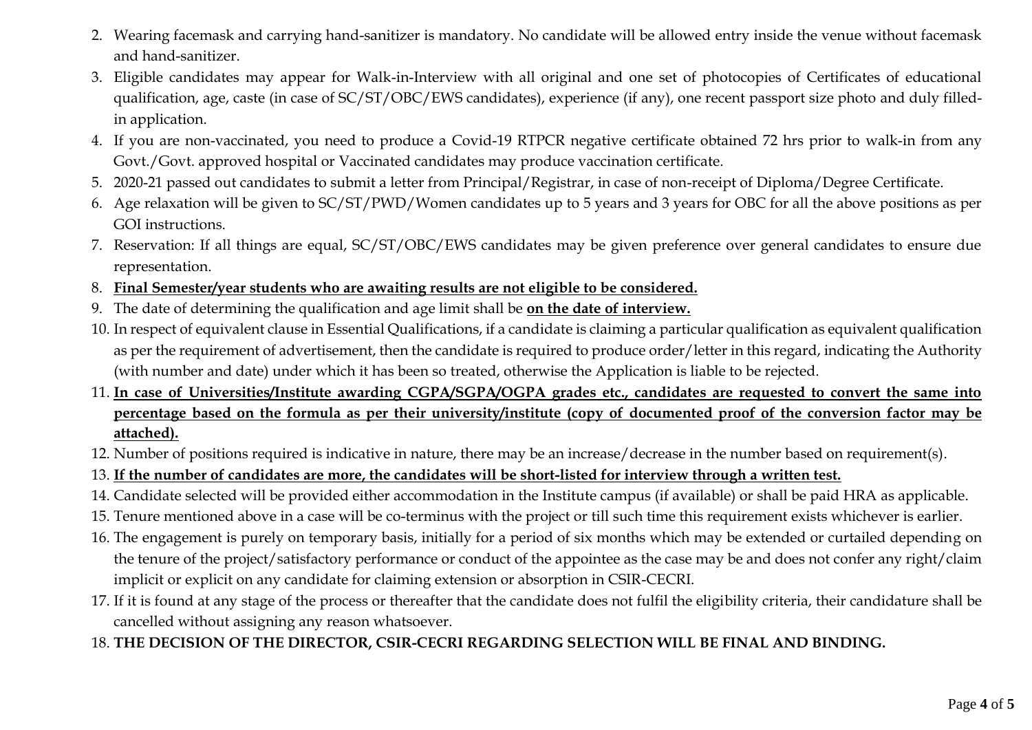2. Wearing facemask and carrying hand-sanitizer is mandatory. No candidate will be allowed entry inside the venue without facemask and hand-sanitizer.
3. Eligible candidates may appear for Walk-in-Interview with all original and one set of photocopies of Certificates of educational qualification, age, caste (in case of SC/ST/OBC/EWS candidates), experience (if any), one recent passport size photo and duly filled-in application.
4. If you are non-vaccinated, you need to produce a Covid-19 RTPCR negative certificate obtained 72 hrs prior to walk-in from any Govt./Govt. approved hospital or Vaccinated candidates may produce vaccination certificate.
5. 2020-21 passed out candidates to submit a letter from Principal/Registrar, in case of non-receipt of Diploma/Degree Certificate.
6. Age relaxation will be given to SC/ST/PWD/Women candidates up to 5 years and 3 years for OBC for all the above positions as per GOI instructions.
7. Reservation: If all things are equal, SC/ST/OBC/EWS candidates may be given preference over general candidates to ensure due representation.
8. **<u>Final Semester/year students who are awaiting results are not eligible to be considered.</u>**
9. The date of determining the qualification and age limit shall be **<u>on the date of interview.</u>**
10. In respect of equivalent clause in Essential Qualifications, if a candidate is claiming a particular qualification as equivalent qualification as per the requirement of advertisement, then the candidate is required to produce order/letter in this regard, indicating the Authority (with number and date) under which it has been so treated, otherwise the Application is liable to be rejected.
11. **<u>In case of Universities/Institute awarding CGPA/SGPA/OGPA grades etc., candidates are requested to convert the same into percentage based on the formula as per their university/institute (copy of documented proof of the conversion factor may be attached).</u>**
12. Number of positions required is indicative in nature, there may be an increase/decrease in the number based on requirement(s).
13. **<u>If the number of candidates are more, the candidates will be short-listed for interview through a written test.</u>**
14. Candidate selected will be provided either accommodation in the Institute campus (if available) or shall be paid HRA as applicable.
15. Tenure mentioned above in a case will be co-terminus with the project or till such time this requirement exists whichever is earlier.
16. The engagement is purely on temporary basis, initially for a period of six months which may be extended or curtailed depending on the tenure of the project/satisfactory performance or conduct of the appointee as the case may be and does not confer any right/claim implicit or explicit on any candidate for claiming extension or absorption in CSIR-CECRI.
17. If it is found at any stage of the process or thereafter that the candidate does not fulfil the eligibility criteria, their candidature shall be cancelled without assigning any reason whatsoever.
18. **THE DECISION OF THE DIRECTOR, CSIR-CECRI REGARDING SELECTION WILL BE FINAL AND BINDING.**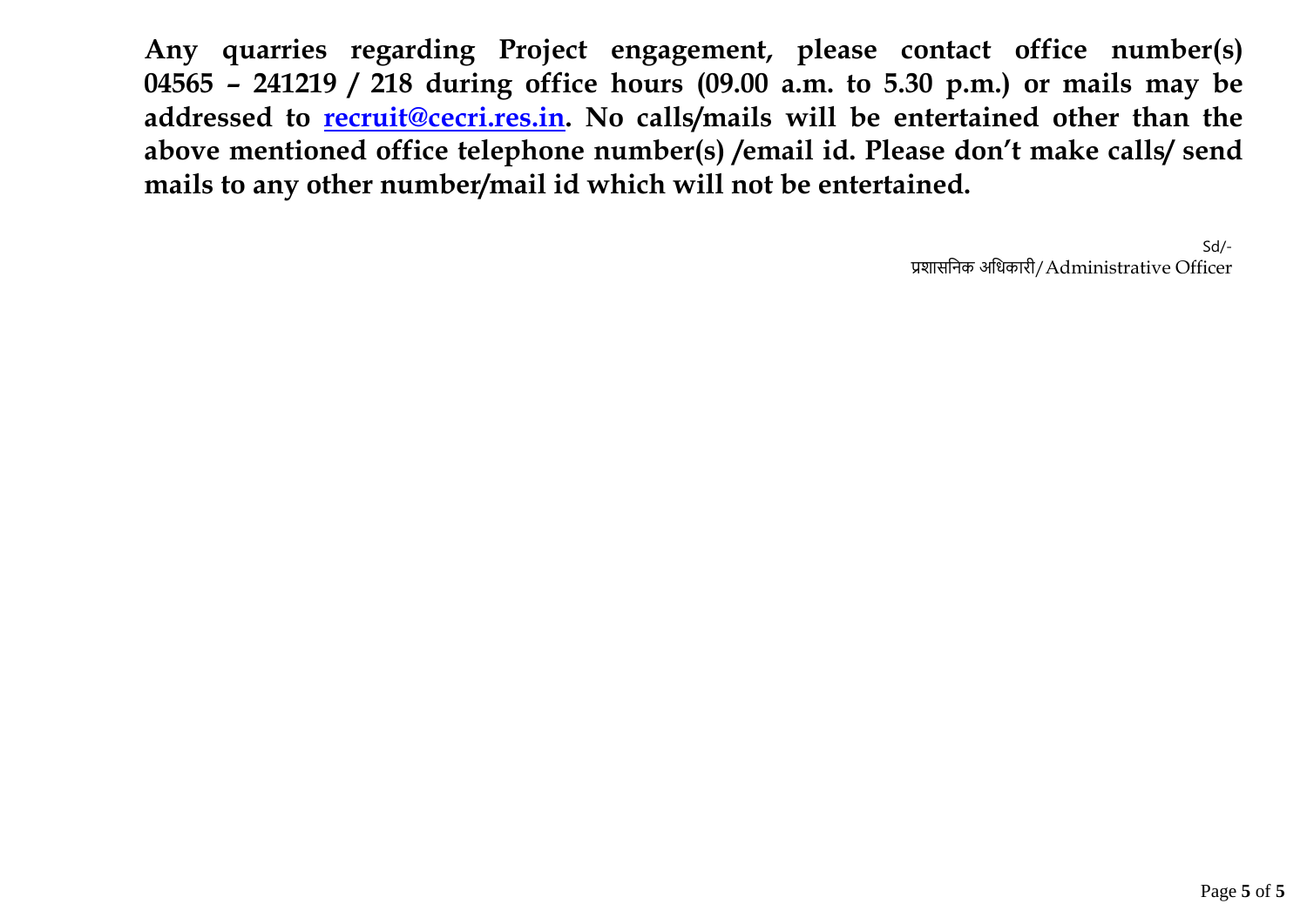**Any quarries regarding Project engagement, please contact office number(s) 04565 – 241219 / 218 during office hours (09.00 a.m. to 5.30 p.m.) or mails may be addressed to recruit@cecri.res.in. No calls/mails will be entertained other than the above mentioned office telephone number(s) /email id. Please don't make calls/ send mails to any other number/mail id which will not be entertained.**

Sd/-

प्रशासनिक अधिकारी/Administrative Officer